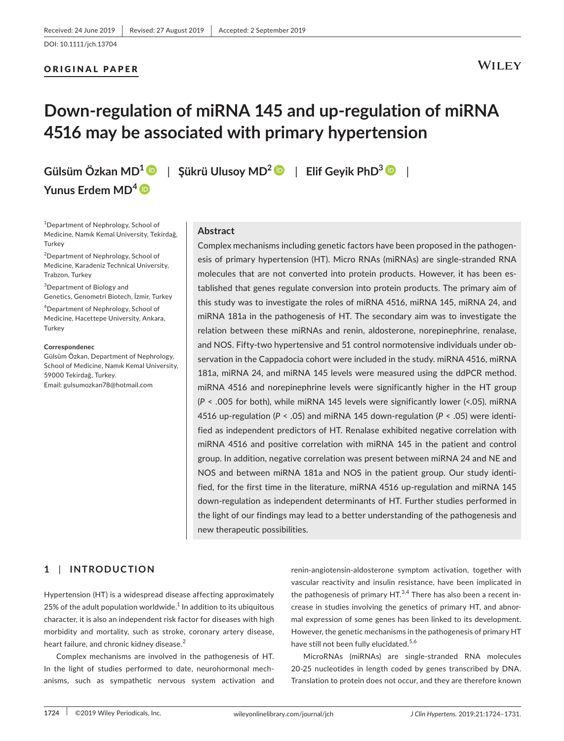Received: 24 June 2019 | Revised: 27 August 2019 | Accepted: 2 September 2019

DOI: 10.1111/jch.13704

ORIGINAL PAPER

# Down-regulation of miRNA 145 and up-regulation of miRNA 4516 may be associated with primary hypertension

**Gülsüm Özkan MD[1] | Şükrü Ulusoy MD[2] | Elif Geyik PhD[3] | Yunus Erdem MD[4]**

[1]Department of Nephrology, School of Medicine, Namık Kemal University, Tekirdağ, Turkey

[2]Department of Nephrology, School of Medicine, Karadeniz Technical University, Trabzon, Turkey

[3]Department of Biology and Genetics, Genometri Biotech, İzmir, Turkey

[4]Department of Nephrology, School of Medicine, Hacettepe University, Ankara, Turkey

**Correspondenec**
Gülsüm Özkan, Department of Nephrology, School of Medicine, Namık Kemal University, 59000 Tekirdağ, Turkey.
Email: gulsumozkan78@hotmail.com

## Abstract

Complex mechanisms including genetic factors have been proposed in the pathogenesis of primary hypertension (HT). Micro RNAs (miRNAs) are single-stranded RNA molecules that are not converted into protein products. However, it has been established that genes regulate conversion into protein products. The primary aim of this study was to investigate the roles of miRNA 4516, miRNA 145, miRNA 24, and miRNA 181a in the pathogenesis of HT. The secondary aim was to investigate the relation between these miRNAs and renin, aldosterone, norepinephrine, renalase, and NOS. Fifty-two hypertensive and 51 control normotensive individuals under observation in the Cappadocia cohort were included in the study. miRNA 4516, miRNA 181a, miRNA 24, and miRNA 145 levels were measured using the ddPCR method. miRNA 4516 and norepinephrine levels were significantly higher in the HT group (*P* < .005 for both), while miRNA 145 levels were significantly lower (<.05). miRNA 4516 up-regulation (*P* < .05) and miRNA 145 down-regulation (*P* < .05) were identified as independent predictors of HT. Renalase exhibited negative correlation with miRNA 4516 and positive correlation with miRNA 145 in the patient and control group. In addition, negative correlation was present between miRNA 24 and NE and NOS and between miRNA 181a and NOS in the patient group. Our study identified, for the first time in the literature, miRNA 4516 up-regulation and miRNA 145 down-regulation as independent determinants of HT. Further studies performed in the light of our findings may lead to a better understanding of the pathogenesis and new therapeutic possibilities.

## 1 | INTRODUCTION

Hypertension (HT) is a widespread disease affecting approximately 25% of the adult population worldwide.[1] In addition to its ubiquitous character, it is also an independent risk factor for diseases with high morbidity and mortality, such as stroke, coronary artery disease, heart failure, and chronic kidney disease.[2]

Complex mechanisms are involved in the pathogenesis of HT. In the light of studies performed to date, neurohormonal mechanisms, such as sympathetic nervous system activation and renin-angiotensin-aldosterone symptom activation, together with vascular reactivity and insulin resistance, have been implicated in the pathogenesis of primary HT.[3,4] There has also been a recent increase in studies involving the genetics of primary HT, and abnormal expression of some genes has been linked to its development. However, the genetic mechanisms in the pathogenesis of primary HT have still not been fully elucidated.[5,6]

MicroRNAs (miRNAs) are single-stranded RNA molecules 20-25 nucleotides in length coded by genes transcribed by DNA. Translation to protein does not occur, and they are therefore known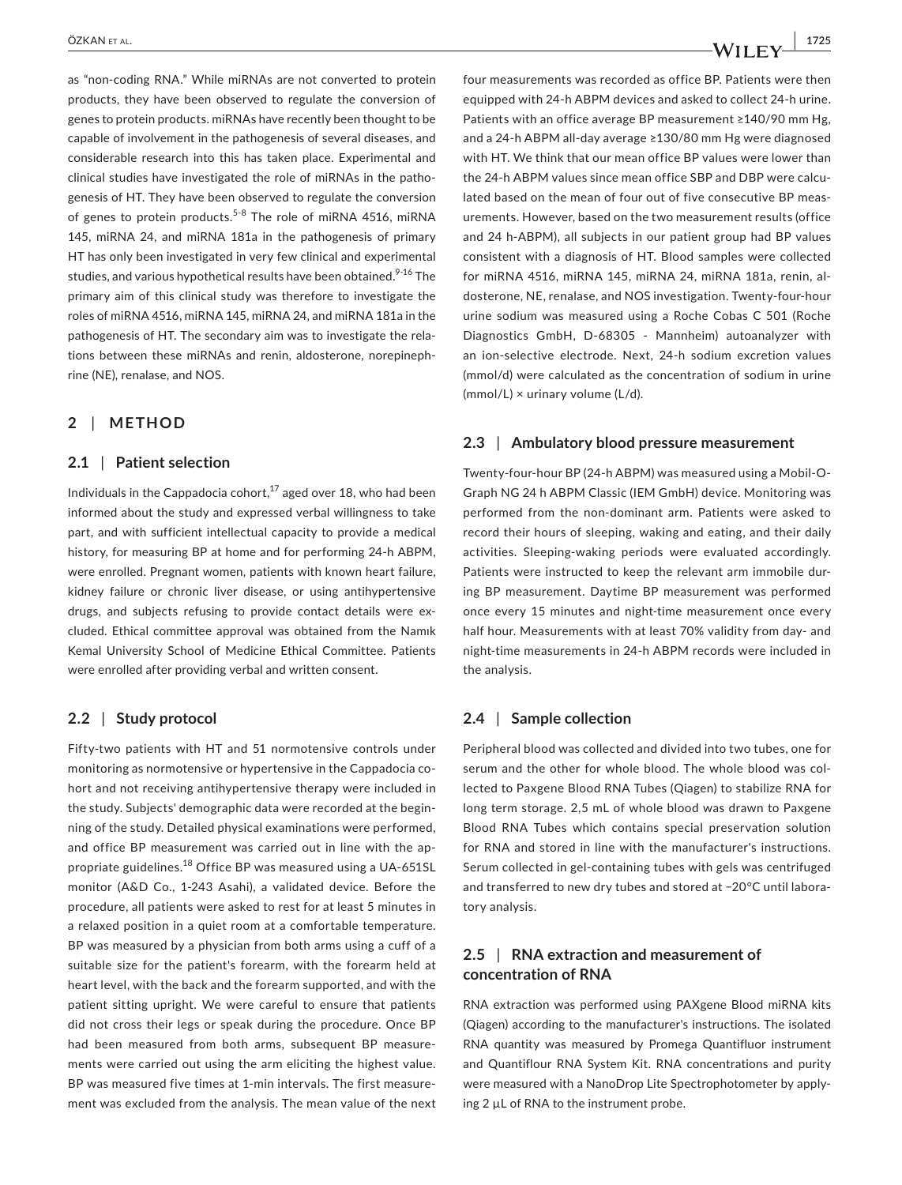as "non-coding RNA." While miRNAs are not converted to protein products, they have been observed to regulate the conversion of genes to protein products. miRNAs have recently been thought to be capable of involvement in the pathogenesis of several diseases, and considerable research into this has taken place. Experimental and clinical studies have investigated the role of miRNAs in the pathogenesis of HT. They have been observed to regulate the conversion of genes to protein products.[5-8] The role of miRNA 4516, miRNA 145, miRNA 24, and miRNA 181a in the pathogenesis of primary HT has only been investigated in very few clinical and experimental studies, and various hypothetical results have been obtained.[9-16] The primary aim of this clinical study was therefore to investigate the roles of miRNA 4516, miRNA 145, miRNA 24, and miRNA 181a in the pathogenesis of HT. The secondary aim was to investigate the relations between these miRNAs and renin, aldosterone, norepinephrine (NE), renalase, and NOS.

## 2 | METHOD

### 2.1 | Patient selection

Individuals in the Cappadocia cohort,[17] aged over 18, who had been informed about the study and expressed verbal willingness to take part, and with sufficient intellectual capacity to provide a medical history, for measuring BP at home and for performing 24-h ABPM, were enrolled. Pregnant women, patients with known heart failure, kidney failure or chronic liver disease, or using antihypertensive drugs, and subjects refusing to provide contact details were excluded. Ethical committee approval was obtained from the Namık Kemal University School of Medicine Ethical Committee. Patients were enrolled after providing verbal and written consent.

### 2.2 | Study protocol

Fifty-two patients with HT and 51 normotensive controls under monitoring as normotensive or hypertensive in the Cappadocia cohort and not receiving antihypertensive therapy were included in the study. Subjects' demographic data were recorded at the beginning of the study. Detailed physical examinations were performed, and office BP measurement was carried out in line with the appropriate guidelines.[18] Office BP was measured using a UA-651SL monitor (A&D Co., 1-243 Asahi), a validated device. Before the procedure, all patients were asked to rest for at least 5 minutes in a relaxed position in a quiet room at a comfortable temperature. BP was measured by a physician from both arms using a cuff of a suitable size for the patient's forearm, with the forearm held at heart level, with the back and the forearm supported, and with the patient sitting upright. We were careful to ensure that patients did not cross their legs or speak during the procedure. Once BP had been measured from both arms, subsequent BP measurements were carried out using the arm eliciting the highest value. BP was measured five times at 1-min intervals. The first measurement was excluded from the analysis. The mean value of the next four measurements was recorded as office BP. Patients were then equipped with 24-h ABPM devices and asked to collect 24-h urine. Patients with an office average BP measurement ≥140/90 mm Hg, and a 24-h ABPM all-day average ≥130/80 mm Hg were diagnosed with HT. We think that our mean office BP values were lower than the 24-h ABPM values since mean office SBP and DBP were calculated based on the mean of four out of five consecutive BP measurements. However, based on the two measurement results (office and 24 h-ABPM), all subjects in our patient group had BP values consistent with a diagnosis of HT. Blood samples were collected for miRNA 4516, miRNA 145, miRNA 24, miRNA 181a, renin, aldosterone, NE, renalase, and NOS investigation. Twenty-four-hour urine sodium was measured using a Roche Cobas C 501 (Roche Diagnostics GmbH, D-68305 - Mannheim) autoanalyzer with an ion-selective electrode. Next, 24-h sodium excretion values (mmol/d) were calculated as the concentration of sodium in urine (mmol/L) × urinary volume (L/d).

### 2.3 | Ambulatory blood pressure measurement

Twenty-four-hour BP (24-h ABPM) was measured using a Mobil-O-Graph NG 24 h ABPM Classic (IEM GmbH) device. Monitoring was performed from the non-dominant arm. Patients were asked to record their hours of sleeping, waking and eating, and their daily activities. Sleeping-waking periods were evaluated accordingly. Patients were instructed to keep the relevant arm immobile during BP measurement. Daytime BP measurement was performed once every 15 minutes and night-time measurement once every half hour. Measurements with at least 70% validity from day- and night-time measurements in 24-h ABPM records were included in the analysis.

### 2.4 | Sample collection

Peripheral blood was collected and divided into two tubes, one for serum and the other for whole blood. The whole blood was collected to Paxgene Blood RNA Tubes (Qiagen) to stabilize RNA for long term storage. 2,5 mL of whole blood was drawn to Paxgene Blood RNA Tubes which contains special preservation solution for RNA and stored in line with the manufacturer's instructions. Serum collected in gel-containing tubes with gels was centrifuged and transferred to new dry tubes and stored at −20°C until laboratory analysis.

### 2.5 | RNA extraction and measurement of concentration of RNA

RNA extraction was performed using PAXgene Blood miRNA kits (Qiagen) according to the manufacturer's instructions. The isolated RNA quantity was measured by Promega Quantifluor instrument and Quantiflour RNA System Kit. RNA concentrations and purity were measured with a NanoDrop Lite Spectrophotometer by applying 2 µL of RNA to the instrument probe.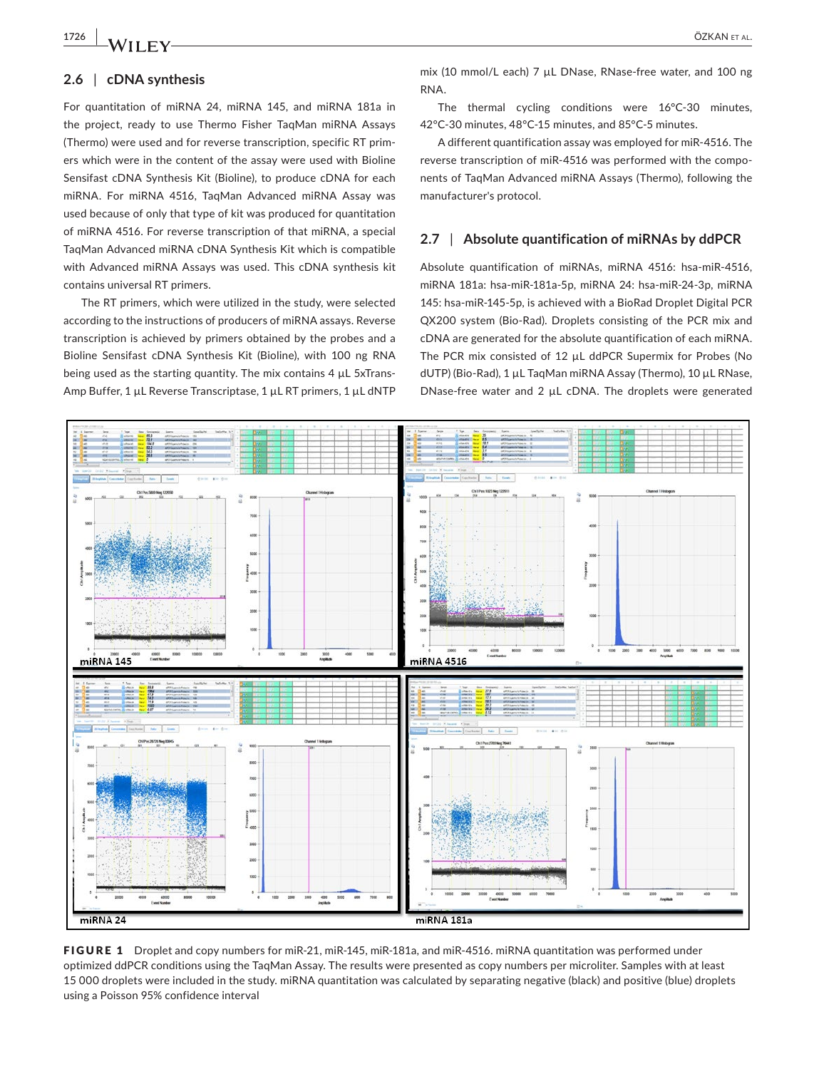### 2.6 | cDNA synthesis

For quantitation of miRNA 24, miRNA 145, and miRNA 181a in the project, ready to use Thermo Fisher TaqMan miRNA Assays (Thermo) were used and for reverse transcription, specific RT primers which were in the content of the assay were used with Bioline Sensifast cDNA Synthesis Kit (Bioline), to produce cDNA for each miRNA. For miRNA 4516, TaqMan Advanced miRNA Assay was used because of only that type of kit was produced for quantitation of miRNA 4516. For reverse transcription of that miRNA, a special TaqMan Advanced miRNA cDNA Synthesis Kit which is compatible with Advanced miRNA Assays was used. This cDNA synthesis kit contains universal RT primers.

The RT primers, which were utilized in the study, were selected according to the instructions of producers of miRNA assays. Reverse transcription is achieved by primers obtained by the probes and a Bioline Sensifast cDNA Synthesis Kit (Bioline), with 100 ng RNA being used as the starting quantity. The mix contains 4 µL 5xTrans-Amp Buffer, 1 µL Reverse Transcriptase, 1 µL RT primers, 1 µL dNTP mix (10 mmol/L each) 7 µL DNase, RNase-free water, and 100 ng RNA.

The thermal cycling conditions were 16°C-30 minutes, 42°C-30 minutes, 48°C-15 minutes, and 85°C-5 minutes.

A different quantification assay was employed for miR-4516. The reverse transcription of miR-4516 was performed with the components of TaqMan Advanced miRNA Assays (Thermo), following the manufacturer's protocol.

### 2.7 | Absolute quantification of miRNAs by ddPCR

Absolute quantification of miRNAs, miRNA 4516: hsa-miR-4516, miRNA 181a: hsa-miR-181a-5p, miRNA 24: hsa-miR-24-3p, miRNA 145: hsa-miR-145-5p, is achieved with a BioRad Droplet Digital PCR QX200 system (Bio-Rad). Droplets consisting of the PCR mix and cDNA are generated for the absolute quantification of each miRNA. The PCR mix consisted of 12 µL ddPCR Supermix for Probes (No dUTP) (Bio-Rad), 1 µL TaqMan miRNA Assay (Thermo), 10 µL RNase, DNase-free water and 2 µL cDNA. The droplets were generated

**FIGURE 1** Droplet and copy numbers for miR-21, miR-145, miR-181a, and miR-4516. miRNA quantitation was performed under optimized ddPCR conditions using the TaqMan Assay. The results were presented as copy numbers per microliter. Samples with at least 15 000 droplets were included in the study. miRNA quantitation was calculated by separating negative (black) and positive (blue) droplets using a Poisson 95% confidence interval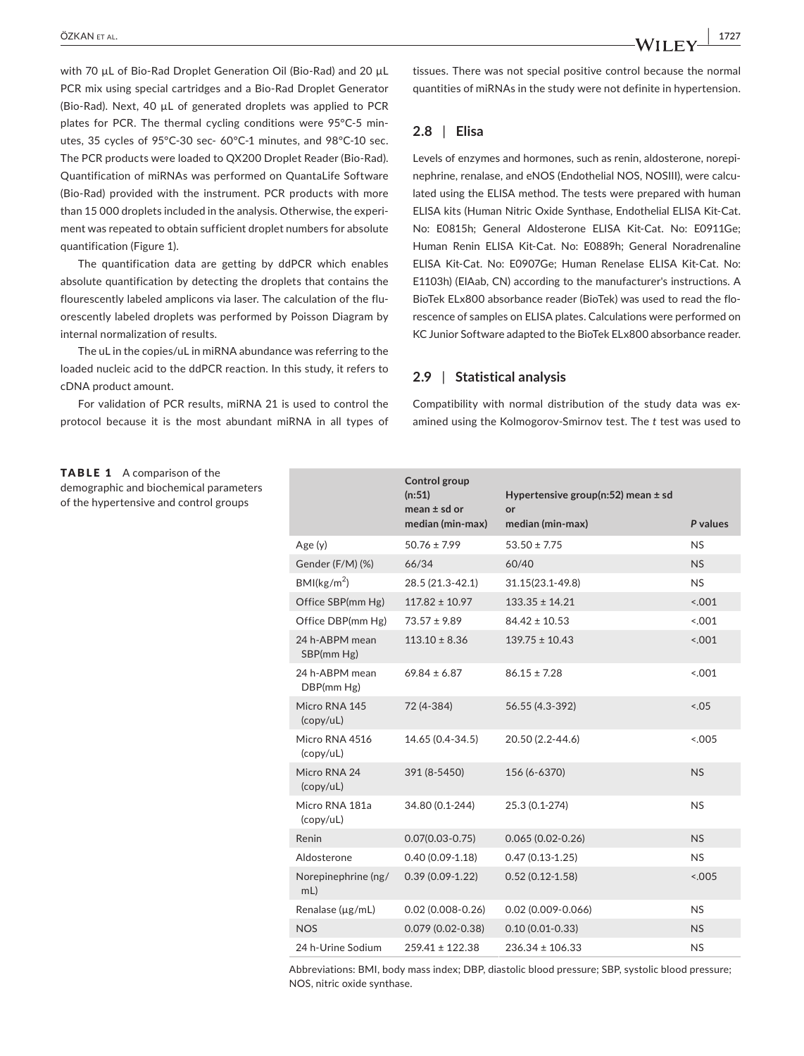with 70 µL of Bio-Rad Droplet Generation Oil (Bio-Rad) and 20 µL PCR mix using special cartridges and a Bio-Rad Droplet Generator (Bio-Rad). Next, 40 µL of generated droplets was applied to PCR plates for PCR. The thermal cycling conditions were 95°C-5 minutes, 35 cycles of 95°C-30 sec- 60°C-1 minutes, and 98°C-10 sec. The PCR products were loaded to QX200 Droplet Reader (Bio-Rad). Quantification of miRNAs was performed on QuantaLife Software (Bio-Rad) provided with the instrument. PCR products with more than 15 000 droplets included in the analysis. Otherwise, the experiment was repeated to obtain sufficient droplet numbers for absolute quantification (Figure 1).

The quantification data are getting by ddPCR which enables absolute quantification by detecting the droplets that contains the flourescently labeled amplicons via laser. The calculation of the fluorescently labeled droplets was performed by Poisson Diagram by internal normalization of results.

The uL in the copies/uL in miRNA abundance was referring to the loaded nucleic acid to the ddPCR reaction. In this study, it refers to cDNA product amount.

For validation of PCR results, miRNA 21 is used to control the protocol because it is the most abundant miRNA in all types of tissues. There was not special positive control because the normal quantities of miRNAs in the study were not definite in hypertension.

## 2.8 | Elisa

Levels of enzymes and hormones, such as renin, aldosterone, norepinephrine, renalase, and eNOS (Endothelial NOS, NOSIII), were calculated using the ELISA method. The tests were prepared with human ELISA kits (Human Nitric Oxide Synthase, Endothelial ELISA Kit-Cat. No: E0815h; General Aldosterone ELISA Kit-Cat. No: E0911Ge; Human Renin ELISA Kit-Cat. No: E0889h; General Noradrenaline ELISA Kit-Cat. No: E0907Ge; Human Renelase ELISA Kit-Cat. No: E1103h) (EIAab, CN) according to the manufacturer's instructions. A BioTek ELx800 absorbance reader (BioTek) was used to read the florescence of samples on ELISA plates. Calculations were performed on KC Junior Software adapted to the BioTek ELx800 absorbance reader.

## 2.9 | Statistical analysis

Compatibility with normal distribution of the study data was examined using the Kolmogorov-Smirnov test. The *t* test was used to

**TABLE 1** A comparison of the demographic and biochemical parameters of the hypertensive and control groups

| | Control group (n:51) mean ± sd or median (min-max) | Hypertensive group(n:52) mean ± sd or median (min-max) | *P* values |
|---|---|---|---|
| Age (y) | 50.76 ± 7.99 | 53.50 ± 7.75 | NS |
| Gender (F/M) (%) | 66/34 | 60/40 | NS |
| BMI(kg/m$^2$) | 28.5 (21.3-42.1) | 31.15(23.1-49.8) | NS |
| Office SBP(mm Hg) | 117.82 ± 10.97 | 133.35 ± 14.21 | <.001 |
| Office DBP(mm Hg) | 73.57 ± 9.89 | 84.42 ± 10.53 | <.001 |
| 24 h-ABPM mean SBP(mm Hg) | 113.10 ± 8.36 | 139.75 ± 10.43 | <.001 |
| 24 h-ABPM mean DBP(mm Hg) | 69.84 ± 6.87 | 86.15 ± 7.28 | <.001 |
| Micro RNA 145 (copy/uL) | 72 (4-384) | 56.55 (4.3-392) | <.05 |
| Micro RNA 4516 (copy/uL) | 14.65 (0.4-34.5) | 20.50 (2.2-44.6) | <.005 |
| Micro RNA 24 (copy/uL) | 391 (8-5450) | 156 (6-6370) | NS |
| Micro RNA 181a (copy/uL) | 34.80 (0.1-244) | 25.3 (0.1-274) | NS |
| Renin | 0.07(0.03-0.75) | 0.065 (0.02-0.26) | NS |
| Aldosterone | 0.40 (0.09-1.18) | 0.47 (0.13-1.25) | NS |
| Norepinephrine (ng/mL) | 0.39 (0.09-1.22) | 0.52 (0.12-1.58) | <.005 |
| Renalase (µg/mL) | 0.02 (0.008-0.26) | 0.02 (0.009-0.066) | NS |
| NOS | 0.079 (0.02-0.38) | 0.10 (0.01-0.33) | NS |
| 24 h-Urine Sodium | 259.41 ± 122.38 | 236.34 ± 106.33 | NS |

Abbreviations: BMI, body mass index; DBP, diastolic blood pressure; SBP, systolic blood pressure; NOS, nitric oxide synthase.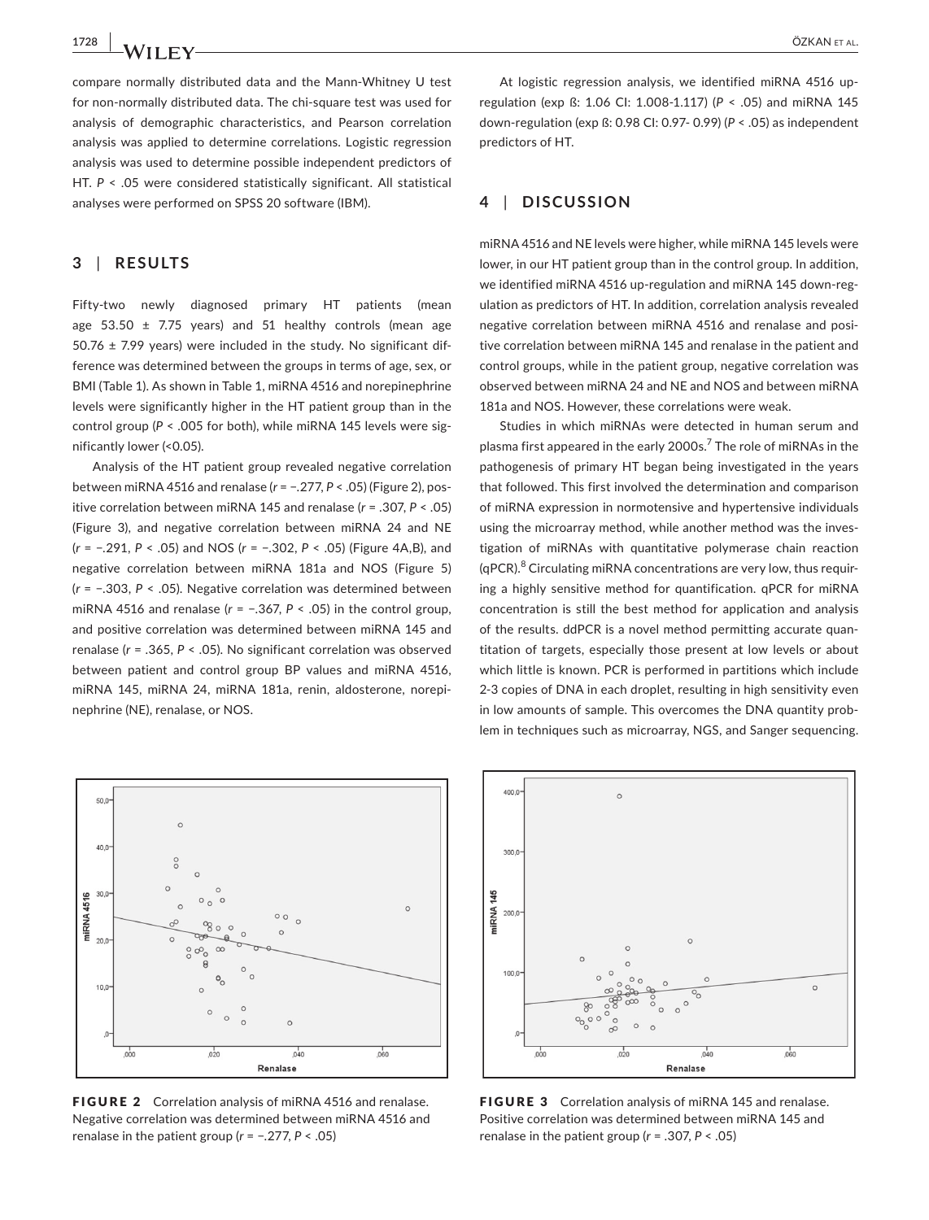compare normally distributed data and the Mann-Whitney U test for non-normally distributed data. The chi-square test was used for analysis of demographic characteristics, and Pearson correlation analysis was applied to determine correlations. Logistic regression analysis was used to determine possible independent predictors of HT. $P < .05$ were considered statistically significant. All statistical analyses were performed on SPSS 20 software (IBM).

## 3 | RESULTS

Fifty-two newly diagnosed primary HT patients (mean age 53.50 ± 7.75 years) and 51 healthy controls (mean age 50.76 ± 7.99 years) were included in the study. No significant difference was determined between the groups in terms of age, sex, or BMI (Table 1). As shown in Table 1, miRNA 4516 and norepinephrine levels were significantly higher in the HT patient group than in the control group ($P < .005$ for both), while miRNA 145 levels were significantly lower (<0.05).

Analysis of the HT patient group revealed negative correlation between miRNA 4516 and renalase ($r = -.277$, $P < .05$) (Figure 2), positive correlation between miRNA 145 and renalase ($r = .307$, $P < .05$) (Figure 3), and negative correlation between miRNA 24 and NE ($r = -.291$, $P < .05$) and NOS ($r = -.302$, $P < .05$) (Figure 4A,B), and negative correlation between miRNA 181a and NOS (Figure 5) ($r = -.303$, $P < .05$). Negative correlation was determined between miRNA 4516 and renalase ($r = -.367$, $P < .05$) in the control group, and positive correlation was determined between miRNA 145 and renalase ($r = .365$, $P < .05$). No significant correlation was observed between patient and control group BP values and miRNA 4516, miRNA 145, miRNA 24, miRNA 181a, renin, aldosterone, norepinephrine (NE), renalase, or NOS.

FIGURE 2 Correlation analysis of miRNA 4516 and renalase. Negative correlation was determined between miRNA 4516 and renalase in the patient group ($r = -.277$, $P < .05$)

At logistic regression analysis, we identified miRNA 4516 up-regulation (exp ß: 1.06 CI: 1.008-1.117) ($P < .05$) and miRNA 145 down-regulation (exp ß: 0.98 CI: 0.97- 0.99) ($P < .05$) as independent predictors of HT.

## 4 | DISCUSSION

miRNA 4516 and NE levels were higher, while miRNA 145 levels were lower, in our HT patient group than in the control group. In addition, we identified miRNA 4516 up-regulation and miRNA 145 down-regulation as predictors of HT. In addition, correlation analysis revealed negative correlation between miRNA 4516 and renalase and positive correlation between miRNA 145 and renalase in the patient and control groups, while in the patient group, negative correlation was observed between miRNA 24 and NE and NOS and between miRNA 181a and NOS. However, these correlations were weak.

Studies in which miRNAs were detected in human serum and plasma first appeared in the early 2000s.[7] The role of miRNAs in the pathogenesis of primary HT began being investigated in the years that followed. This first involved the determination and comparison of miRNA expression in normotensive and hypertensive individuals using the microarray method, while another method was the investigation of miRNAs with quantitative polymerase chain reaction (qPCR).[8] Circulating miRNA concentrations are very low, thus requiring a highly sensitive method for quantification. qPCR for miRNA concentration is still the best method for application and analysis of the results. ddPCR is a novel method permitting accurate quantitation of targets, especially those present at low levels or about which little is known. PCR is performed in partitions which include 2-3 copies of DNA in each droplet, resulting in high sensitivity even in low amounts of sample. This overcomes the DNA quantity problem in techniques such as microarray, NGS, and Sanger sequencing.

FIGURE 3 Correlation analysis of miRNA 145 and renalase. Positive correlation was determined between miRNA 145 and renalase in the patient group ($r = .307$, $P < .05$)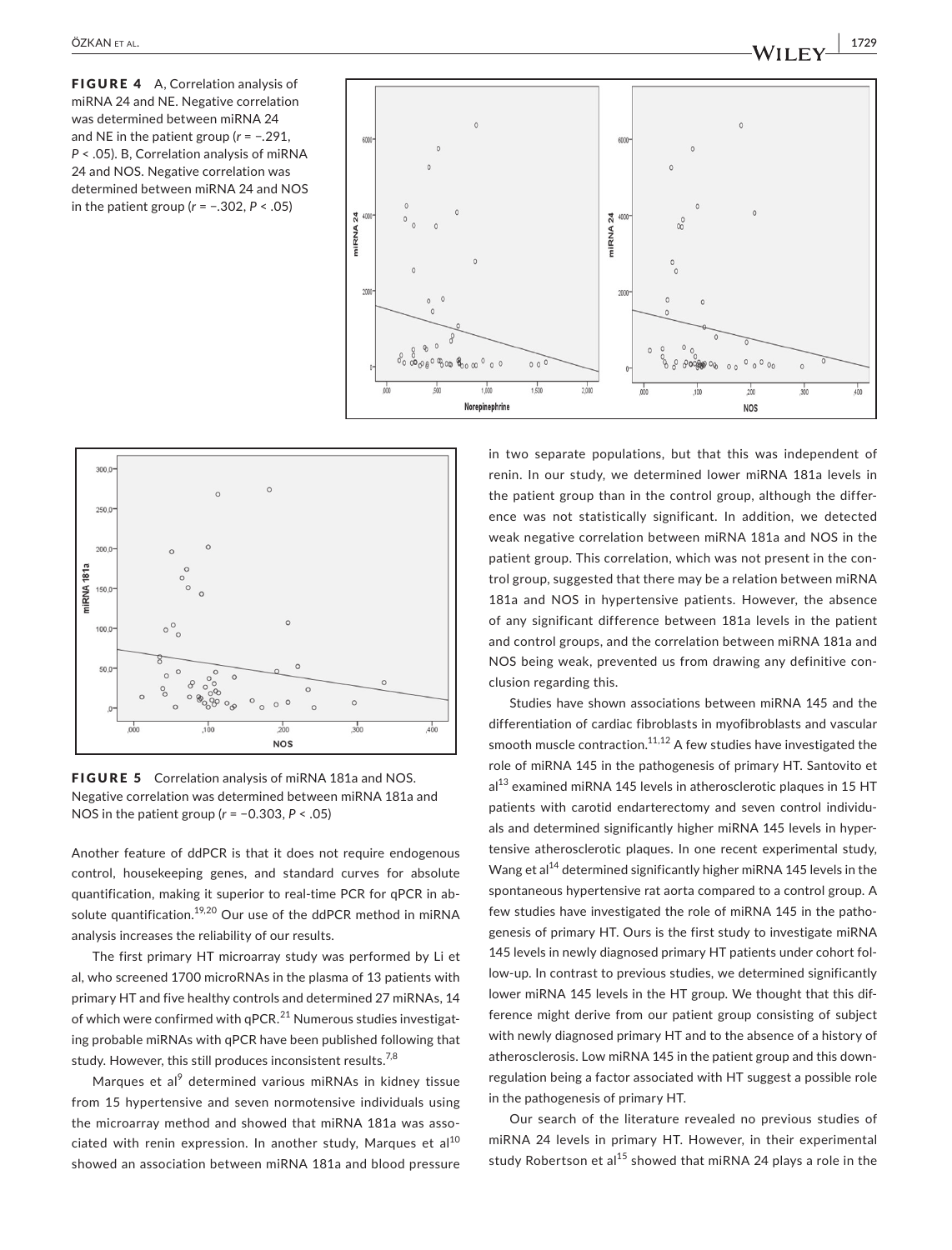**FIGURE 4** A, Correlation analysis of miRNA 24 and NE. Negative correlation was determined between miRNA 24 and NE in the patient group ($r = -.291$, $P < .05$). B, Correlation analysis of miRNA 24 and NOS. Negative correlation was determined between miRNA 24 and NOS in the patient group ($r = -.302$, $P < .05$)

**FIGURE 5** Correlation analysis of miRNA 181a and NOS. Negative correlation was determined between miRNA 181a and NOS in the patient group ($r = -0.303$, $P < .05$)

Another feature of ddPCR is that it does not require endogenous control, housekeeping genes, and standard curves for absolute quantification, making it superior to real-time PCR for qPCR in absolute quantification.[19,20] Our use of the ddPCR method in miRNA analysis increases the reliability of our results.

The first primary HT microarray study was performed by Li et al, who screened 1700 microRNAs in the plasma of 13 patients with primary HT and five healthy controls and determined 27 miRNAs, 14 of which were confirmed with qPCR.[21] Numerous studies investigating probable miRNAs with qPCR have been published following that study. However, this still produces inconsistent results.[7,8]

Marques et al[9] determined various miRNAs in kidney tissue from 15 hypertensive and seven normotensive individuals using the microarray method and showed that miRNA 181a was associated with renin expression. In another study, Marques et al[10] showed an association between miRNA 181a and blood pressure in two separate populations, but that this was independent of renin. In our study, we determined lower miRNA 181a levels in the patient group than in the control group, although the difference was not statistically significant. In addition, we detected weak negative correlation between miRNA 181a and NOS in the patient group. This correlation, which was not present in the control group, suggested that there may be a relation between miRNA 181a and NOS in hypertensive patients. However, the absence of any significant difference between 181a levels in the patient and control groups, and the correlation between miRNA 181a and NOS being weak, prevented us from drawing any definitive conclusion regarding this.

Studies have shown associations between miRNA 145 and the differentiation of cardiac fibroblasts in myofibroblasts and vascular smooth muscle contraction.[11,12] A few studies have investigated the role of miRNA 145 in the pathogenesis of primary HT. Santovito et al[13] examined miRNA 145 levels in atherosclerotic plaques in 15 HT patients with carotid endarterectomy and seven control individuals and determined significantly higher miRNA 145 levels in hypertensive atherosclerotic plaques. In one recent experimental study, Wang et al[14] determined significantly higher miRNA 145 levels in the spontaneous hypertensive rat aorta compared to a control group. A few studies have investigated the role of miRNA 145 in the pathogenesis of primary HT. Ours is the first study to investigate miRNA 145 levels in newly diagnosed primary HT patients under cohort follow-up. In contrast to previous studies, we determined significantly lower miRNA 145 levels in the HT group. We thought that this difference might derive from our patient group consisting of subject with newly diagnosed primary HT and to the absence of a history of atherosclerosis. Low miRNA 145 in the patient group and this downregulation being a factor associated with HT suggest a possible role in the pathogenesis of primary HT.

Our search of the literature revealed no previous studies of miRNA 24 levels in primary HT. However, in their experimental study Robertson et al[15] showed that miRNA 24 plays a role in the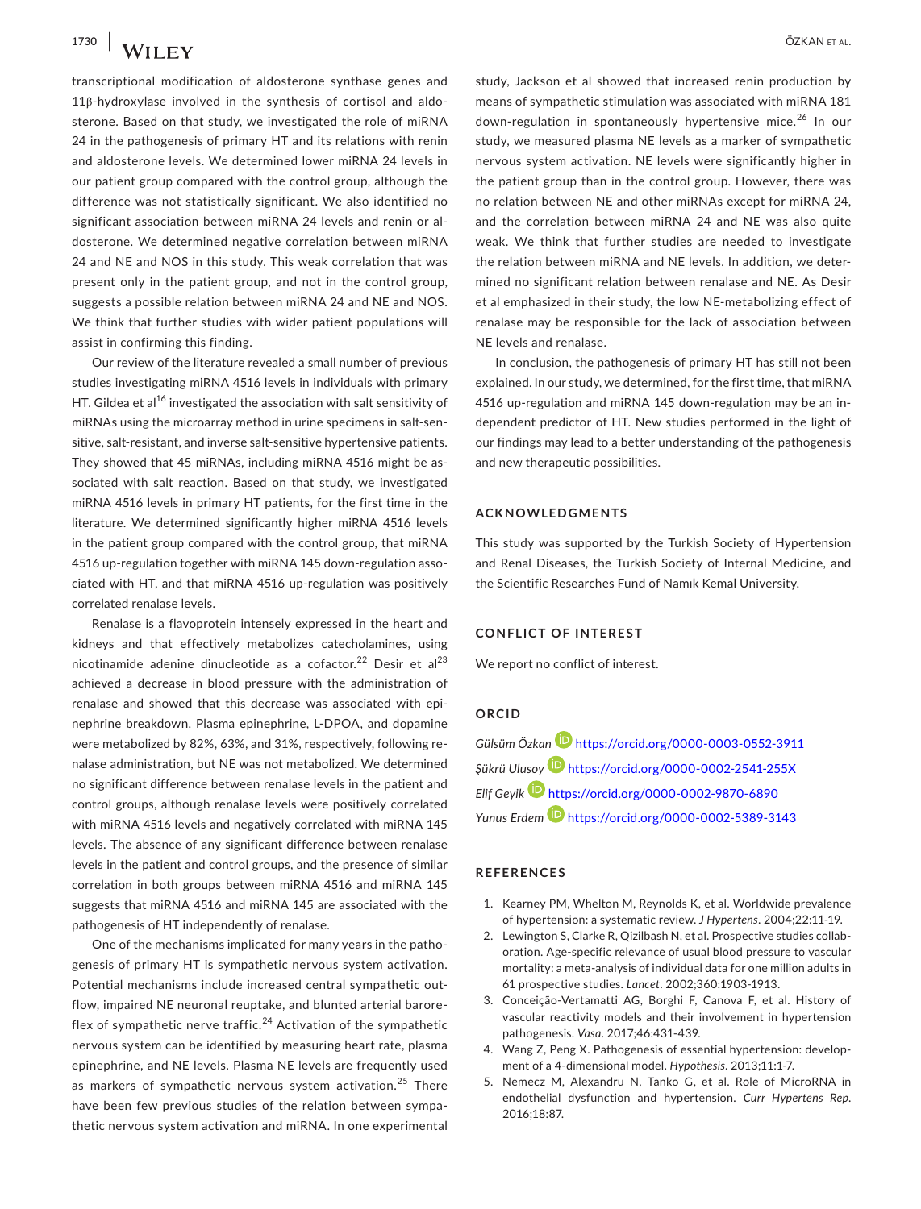transcriptional modification of aldosterone synthase genes and 11β-hydroxylase involved in the synthesis of cortisol and aldosterone. Based on that study, we investigated the role of miRNA 24 in the pathogenesis of primary HT and its relations with renin and aldosterone levels. We determined lower miRNA 24 levels in our patient group compared with the control group, although the difference was not statistically significant. We also identified no significant association between miRNA 24 levels and renin or aldosterone. We determined negative correlation between miRNA 24 and NE and NOS in this study. This weak correlation that was present only in the patient group, and not in the control group, suggests a possible relation between miRNA 24 and NE and NOS. We think that further studies with wider patient populations will assist in confirming this finding.

Our review of the literature revealed a small number of previous studies investigating miRNA 4516 levels in individuals with primary HT. Gildea et al[16] investigated the association with salt sensitivity of miRNAs using the microarray method in urine specimens in salt-sensitive, salt-resistant, and inverse salt-sensitive hypertensive patients. They showed that 45 miRNAs, including miRNA 4516 might be associated with salt reaction. Based on that study, we investigated miRNA 4516 levels in primary HT patients, for the first time in the literature. We determined significantly higher miRNA 4516 levels in the patient group compared with the control group, that miRNA 4516 up-regulation together with miRNA 145 down-regulation associated with HT, and that miRNA 4516 up-regulation was positively correlated renalase levels.

Renalase is a flavoprotein intensely expressed in the heart and kidneys and that effectively metabolizes catecholamines, using nicotinamide adenine dinucleotide as a cofactor.[22] Desir et al[23] achieved a decrease in blood pressure with the administration of renalase and showed that this decrease was associated with epinephrine breakdown. Plasma epinephrine, L-DPOA, and dopamine were metabolized by 82%, 63%, and 31%, respectively, following renalase administration, but NE was not metabolized. We determined no significant difference between renalase levels in the patient and control groups, although renalase levels were positively correlated with miRNA 4516 levels and negatively correlated with miRNA 145 levels. The absence of any significant difference between renalase levels in the patient and control groups, and the presence of similar correlation in both groups between miRNA 4516 and miRNA 145 suggests that miRNA 4516 and miRNA 145 are associated with the pathogenesis of HT independently of renalase.

One of the mechanisms implicated for many years in the pathogenesis of primary HT is sympathetic nervous system activation. Potential mechanisms include increased central sympathetic outflow, impaired NE neuronal reuptake, and blunted arterial baroreflex of sympathetic nerve traffic.[24] Activation of the sympathetic nervous system can be identified by measuring heart rate, plasma epinephrine, and NE levels. Plasma NE levels are frequently used as markers of sympathetic nervous system activation.[25] There have been few previous studies of the relation between sympathetic nervous system activation and miRNA. In one experimental study, Jackson et al showed that increased renin production by means of sympathetic stimulation was associated with miRNA 181 down-regulation in spontaneously hypertensive mice.[26] In our study, we measured plasma NE levels as a marker of sympathetic nervous system activation. NE levels were significantly higher in the patient group than in the control group. However, there was no relation between NE and other miRNAs except for miRNA 24, and the correlation between miRNA 24 and NE was also quite weak. We think that further studies are needed to investigate the relation between miRNA and NE levels. In addition, we determined no significant relation between renalase and NE. As Desir et al emphasized in their study, the low NE-metabolizing effect of renalase may be responsible for the lack of association between NE levels and renalase.

In conclusion, the pathogenesis of primary HT has still not been explained. In our study, we determined, for the first time, that miRNA 4516 up-regulation and miRNA 145 down-regulation may be an independent predictor of HT. New studies performed in the light of our findings may lead to a better understanding of the pathogenesis and new therapeutic possibilities.

## ACKNOWLEDGMENTS

This study was supported by the Turkish Society of Hypertension and Renal Diseases, the Turkish Society of Internal Medicine, and the Scientific Researches Fund of Namık Kemal University.

## CONFLICT OF INTEREST

We report no conflict of interest.

## ORCID

*Gülsüm Özkan* https://orcid.org/0000-0003-0552-3911
*Şükrü Ulusoy* https://orcid.org/0000-0002-2541-255X
*Elif Geyik* https://orcid.org/0000-0002-9870-6890
*Yunus Erdem* https://orcid.org/0000-0002-5389-3143

## REFERENCES

1. Kearney PM, Whelton M, Reynolds K, et al. Worldwide prevalence of hypertension: a systematic review. *J Hypertens*. 2004;22:11-19.
2. Lewington S, Clarke R, Qizilbash N, et al. Prospective studies collaboration. Age-specific relevance of usual blood pressure to vascular mortality: a meta-analysis of individual data for one million adults in 61 prospective studies. *Lancet*. 2002;360:1903-1913.
3. Conceição-Vertamatti AG, Borghi F, Canova F, et al. History of vascular reactivity models and their involvement in hypertension pathogenesis. *Vasa*. 2017;46:431-439.
4. Wang Z, Peng X. Pathogenesis of essential hypertension: development of a 4-dimensional model. *Hypothesis*. 2013;11:1-7.
5. Nemecz M, Alexandru N, Tanko G, et al. Role of MicroRNA in endothelial dysfunction and hypertension. *Curr Hypertens Rep*. 2016;18:87.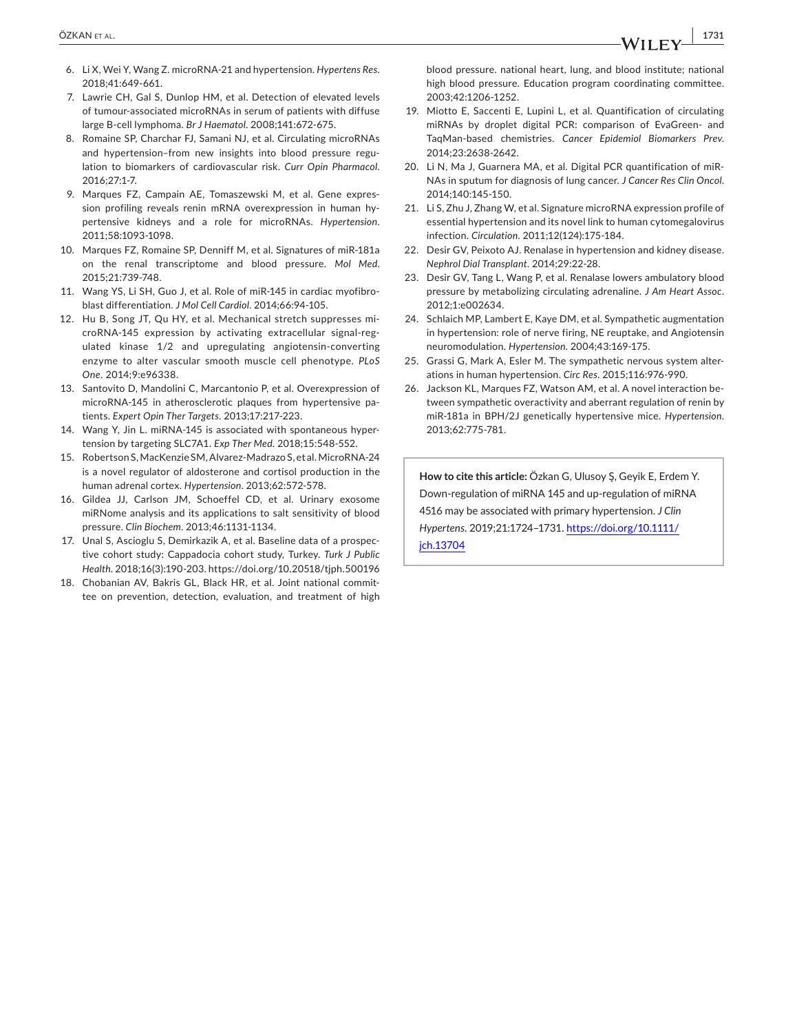6. Li X, Wei Y, Wang Z. microRNA-21 and hypertension. *Hypertens Res*. 2018;41:649-661.
7. Lawrie CH, Gal S, Dunlop HM, et al. Detection of elevated levels of tumour-associated microRNAs in serum of patients with diffuse large B-cell lymphoma. *Br J Haematol*. 2008;141:672-675.
8. Romaine SP, Charchar FJ, Samani NJ, et al. Circulating microRNAs and hypertension–from new insights into blood pressure regulation to biomarkers of cardiovascular risk. *Curr Opin Pharmacol*. 2016;27:1-7.
9. Marques FZ, Campain AE, Tomaszewski M, et al. Gene expression profiling reveals renin mRNA overexpression in human hypertensive kidneys and a role for microRNAs. *Hypertension*. 2011;58:1093-1098.
10. Marques FZ, Romaine SP, Denniff M, et al. Signatures of miR-181a on the renal transcriptome and blood pressure. *Mol Med*. 2015;21:739-748.
11. Wang YS, Li SH, Guo J, et al. Role of miR-145 in cardiac myofibroblast differentiation. *J Mol Cell Cardiol*. 2014;66:94-105.
12. Hu B, Song JT, Qu HY, et al. Mechanical stretch suppresses microRNA-145 expression by activating extracellular signal-regulated kinase 1/2 and upregulating angiotensin-converting enzyme to alter vascular smooth muscle cell phenotype. *PLoS One*. 2014;9:e96338.
13. Santovito D, Mandolini C, Marcantonio P, et al. Overexpression of microRNA-145 in atherosclerotic plaques from hypertensive patients. *Expert Opin Ther Targets*. 2013;17:217-223.
14. Wang Y, Jin L. miRNA-145 is associated with spontaneous hypertension by targeting SLC7A1. *Exp Ther Med*. 2018;15:548-552.
15. Robertson S, MacKenzie SM, Alvarez-Madrazo S, et al. MicroRNA-24 is a novel regulator of aldosterone and cortisol production in the human adrenal cortex. *Hypertension*. 2013;62:572-578.
16. Gildea JJ, Carlson JM, Schoeffel CD, et al. Urinary exosome miRNome analysis and its applications to salt sensitivity of blood pressure. *Clin Biochem*. 2013;46:1131-1134.
17. Unal S, Ascioglu S, Demirkazik A, et al. Baseline data of a prospective cohort study: Cappadocia cohort study, Turkey. *Turk J Public Health*. 2018;16(3):190-203. https://doi.org/10.20518/tjph.500196
18. Chobanian AV, Bakris GL, Black HR, et al. Joint national committee on prevention, detection, evaluation, and treatment of high blood pressure. national heart, lung, and blood institute; national high blood pressure. Education program coordinating committee. 2003;42:1206-1252.
19. Miotto E, Saccenti E, Lupini L, et al. Quantification of circulating miRNAs by droplet digital PCR: comparison of EvaGreen- and TaqMan-based chemistries. *Cancer Epidemiol Biomarkers Prev*. 2014;23:2638-2642.
20. Li N, Ma J, Guarnera MA, et al. Digital PCR quantification of miRNAs in sputum for diagnosis of lung cancer. *J Cancer Res Clin Oncol*. 2014;140:145-150.
21. Li S, Zhu J, Zhang W, et al. Signature microRNA expression profile of essential hypertension and its novel link to human cytomegalovirus infection. *Circulation*. 2011;12(124):175-184.
22. Desir GV, Peixoto AJ. Renalase in hypertension and kidney disease. *Nephrol Dial Transplant*. 2014;29:22-28.
23. Desir GV, Tang L, Wang P, et al. Renalase lowers ambulatory blood pressure by metabolizing circulating adrenaline. *J Am Heart Assoc*. 2012;1:e002634.
24. Schlaich MP, Lambert E, Kaye DM, et al. Sympathetic augmentation in hypertension: role of nerve firing, NE reuptake, and Angiotensin neuromodulation. *Hypertension*. 2004;43:169-175.
25. Grassi G, Mark A, Esler M. The sympathetic nervous system alterations in human hypertension. *Circ Res*. 2015;116:976-990.
26. Jackson KL, Marques FZ, Watson AM, et al. A novel interaction between sympathetic overactivity and aberrant regulation of renin by miR-181a in BPH/2J genetically hypertensive mice. *Hypertension*. 2013;62:775-781.

**How to cite this article:** Özkan G, Ulusoy Ş, Geyik E, Erdem Y. Down-regulation of miRNA 145 and up-regulation of miRNA 4516 may be associated with primary hypertension. *J Clin Hypertens*. 2019;21:1724–1731. https://doi.org/10.1111/jch.13704